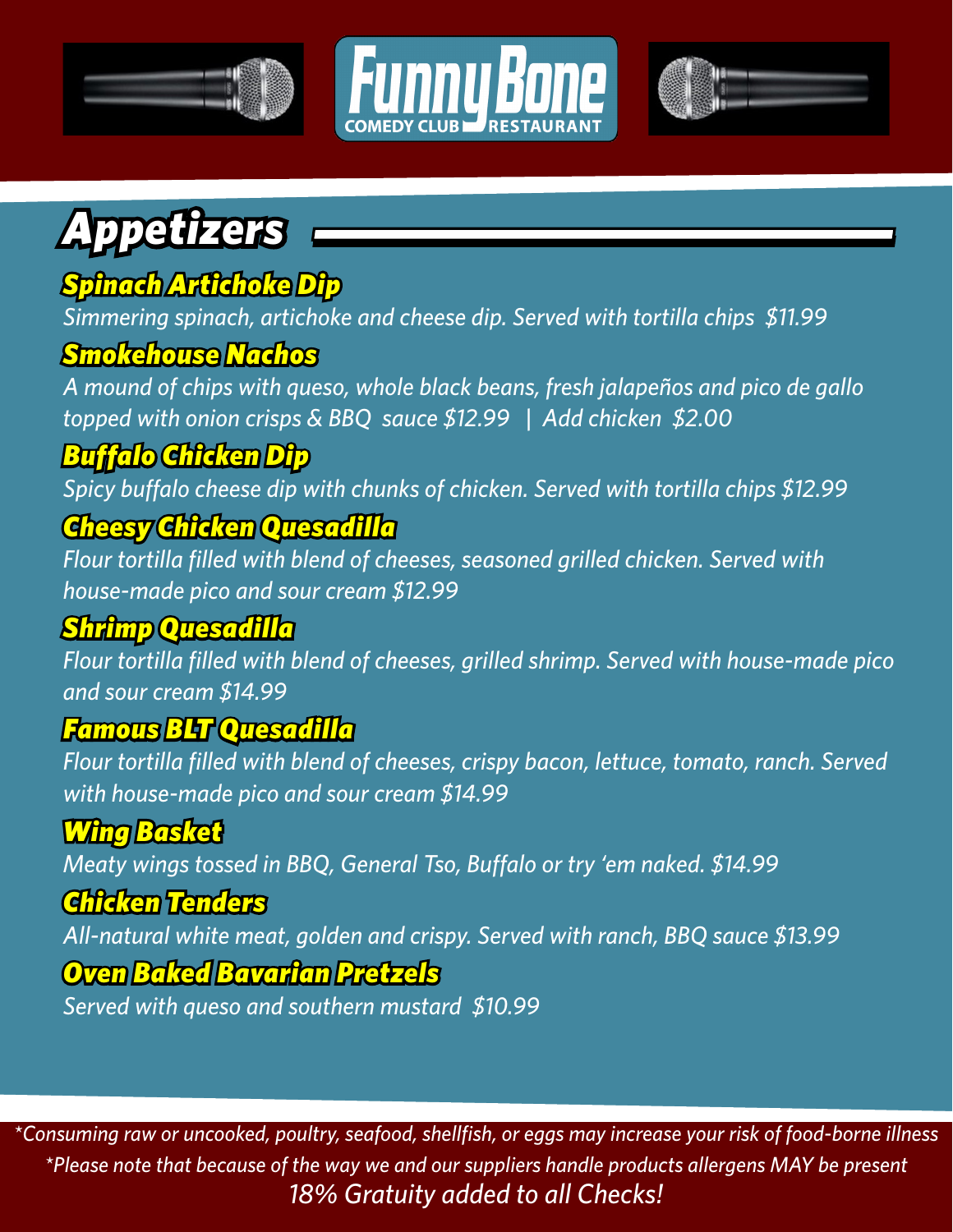# Funny Bone

COMEDY CLUB RESTAURANT

## Appetizers

### Spinach Artichoke Dip

*Simmering spinach, artichoke and cheese dip. Served with tortilla chips $11.99*

### Smokehouse Nachos

*A mound of chips with queso, whole black beans, fresh jalapeños and pico de gallo topped with onion crisps & BBQ sauce $12.99 | Add chicken $2.00*

### Buffalo Chicken Dip

*Spicy buffalo cheese dip with chunks of chicken. Served with tortilla chips $12.99*

### Cheesy Chicken Quesadilla

*Flour tortilla filled with blend of cheeses, seasoned grilled chicken. Served with house-made pico and sour cream $12.99*

### Shrimp Quesadilla

*Flour tortilla filled with blend of cheeses, grilled shrimp. Served with house-made pico and sour cream $14.99*

### Famous BLT Quesadilla

*Flour tortilla filled with blend of cheeses, crispy bacon, lettuce, tomato, ranch. Served with house-made pico and sour cream $14.99*

### Wing Basket

*Meaty wings tossed in BBQ, General Tso, Buffalo or try 'em naked. $14.99*

### Chicken Tenders

*All-natural white meat, golden and crispy. Served with ranch, BBQ sauce $13.99*

### Oven Baked Bavarian Pretzels

*Served with queso and southern mustard $10.99*

*\*Consuming raw or uncooked, poultry, seafood, shellfish, or eggs may increase your risk of food-borne illness*

*\*Please note that because of the way we and our suppliers handle products allergens MAY be present*

*18% Gratuity added to all Checks!*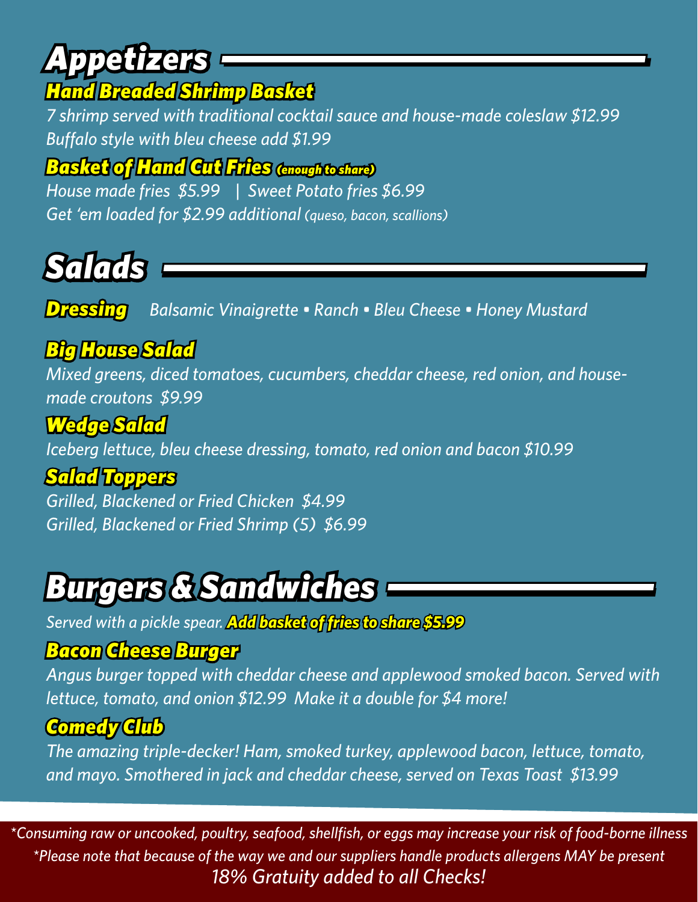# Appetizers

### Hand Breaded Shrimp Basket

*7 shrimp served with traditional cocktail sauce and house-made coleslaw $12.99*
*Buffalo style with bleu cheese add $1.99*

### Basket of Hand Cut Fries (enough to share)

*House made fries $5.99 | Sweet Potato fries $6.99*
*Get 'em loaded for $2.99 additional (queso, bacon, scallions)*

# Salads

**Dressing** *Balsamic Vinaigrette • Ranch • Bleu Cheese • Honey Mustard*

### Big House Salad

*Mixed greens, diced tomatoes, cucumbers, cheddar cheese, red onion, and house-made croutons $9.99*

### Wedge Salad

*Iceberg lettuce, bleu cheese dressing, tomato, red onion and bacon $10.99*

### Salad Toppers

*Grilled, Blackened or Fried Chicken $4.99*
*Grilled, Blackened or Fried Shrimp (5) $6.99*

# Burgers & Sandwiches

*Served with a pickle spear.* **Add basket of fries to share $5.99**

### Bacon Cheese Burger

*Angus burger topped with cheddar cheese and applewood smoked bacon. Served with lettuce, tomato, and onion $12.99 Make it a double for $4 more!*

### Comedy Club

*The amazing triple-decker! Ham, smoked turkey, applewood bacon, lettuce, tomato, and mayo. Smothered in jack and cheddar cheese, served on Texas Toast $13.99*

*\*Consuming raw or uncooked, poultry, seafood, shellfish, or eggs may increase your risk of food-borne illness*
*\*Please note that because of the way we and our suppliers handle products allergens MAY be present*
*18% Gratuity added to all Checks!*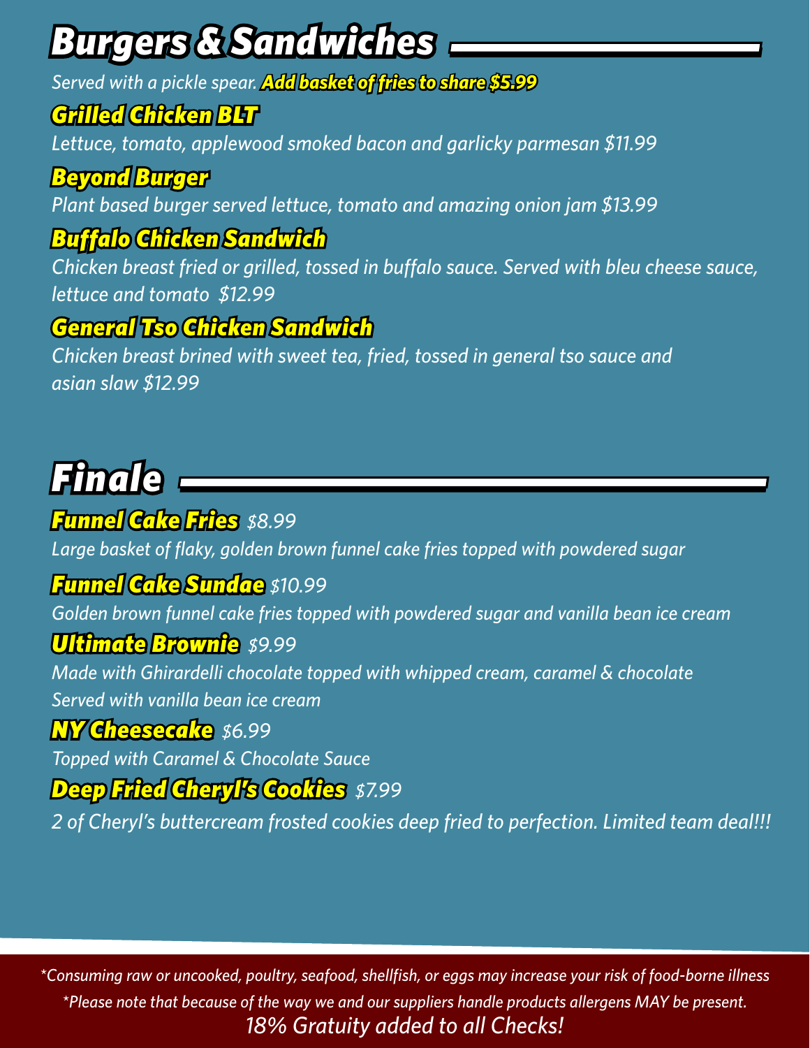# Burgers & Sandwiches

*Served with a pickle spear.* ***Add basket of fries to share $5.99***

### Grilled Chicken BLT

*Lettuce, tomato, applewood smoked bacon and garlicky parmesan $11.99*

### Beyond Burger

*Plant based burger served lettuce, tomato and amazing onion jam $13.99*

### Buffalo Chicken Sandwich

*Chicken breast fried or grilled, tossed in buffalo sauce. Served with bleu cheese sauce, lettuce and tomato  $12.99*

### General Tso Chicken Sandwich

*Chicken breast brined with sweet tea, fried, tossed in general tso sauce and asian slaw $12.99*

# Finale

### Funnel Cake Fries *$8.99*

*Large basket of flaky, golden brown funnel cake fries topped with powdered sugar*

### Funnel Cake Sundae *$10.99*

*Golden brown funnel cake fries topped with powdered sugar and vanilla bean ice cream*

### Ultimate Brownie *$9.99*

*Made with Ghirardelli chocolate topped with whipped cream, caramel & chocolate*
*Served with vanilla bean ice cream*

### NY Cheesecake *$6.99*

*Topped with Caramel & Chocolate Sauce*

### Deep Fried Cheryl's Cookies *$7.99*

*2 of Cheryl's buttercream frosted cookies deep fried to perfection. Limited team deal!!!*

*\*Consuming raw or uncooked, poultry, seafood, shellfish, or eggs may increase your risk of food-borne illness*

*\*Please note that because of the way we and our suppliers handle products allergens MAY be present.*

*18% Gratuity added to all Checks!*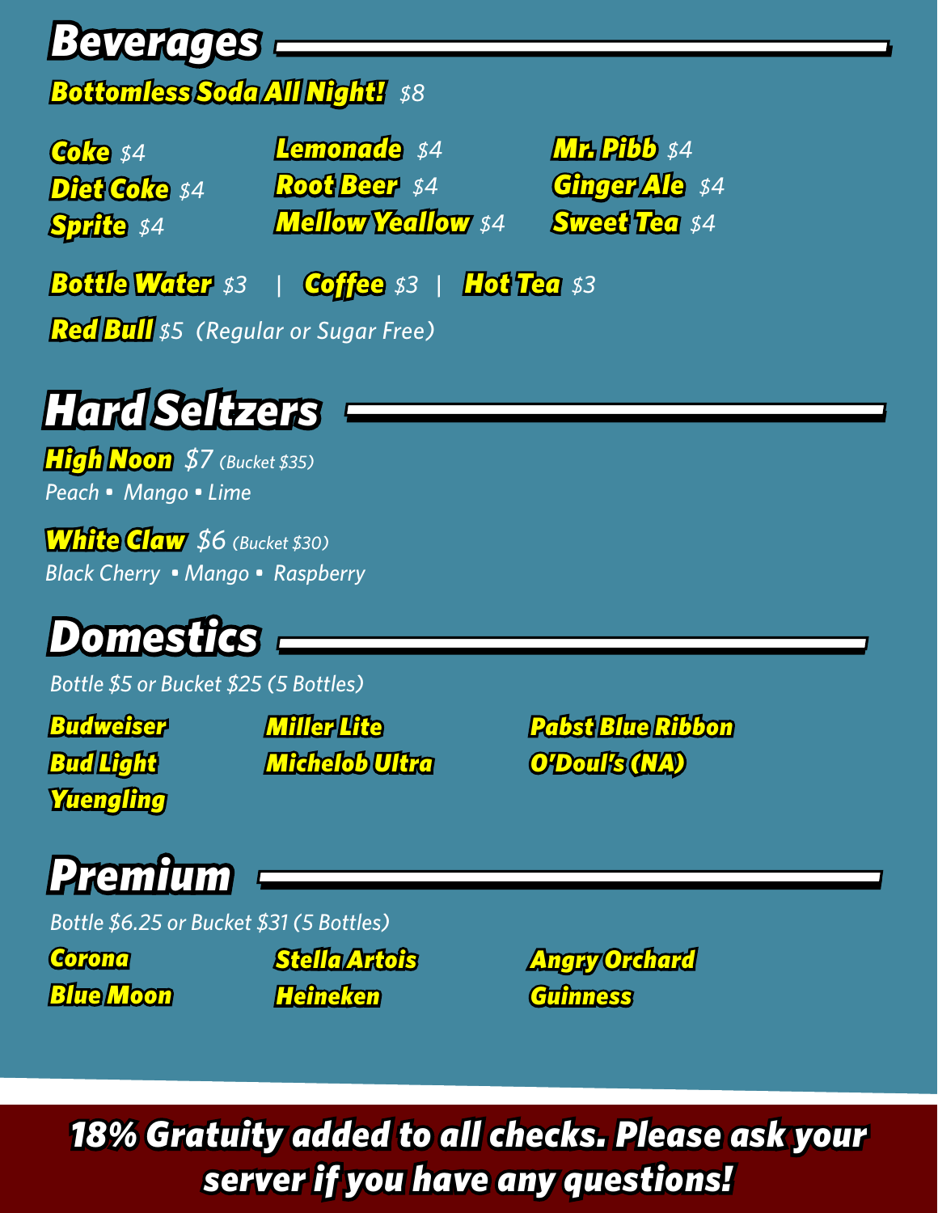# Beverages

**Bottomless Soda All Night!** *$8*

**Coke** *$4*
**Diet Coke** *$4*
**Sprite** *$4*
**Lemonade** *$4*
**Root Beer** *$4*
**Mellow Yeallow** *$4*
**Mr. Pibb** *$4*
**Ginger Ale** *$4*
**Sweet Tea** *$4*

**Bottle Water** *$3* | **Coffee** *$3* | **Hot Tea** *$3*

**Red Bull** *$5 (Regular or Sugar Free)*

# Hard Seltzers

**High Noon** *$7 (Bucket $35)*
*Peach ▪ Mango ▪ Lime*

**White Claw** *$6 (Bucket $30)*
*Black Cherry ▪ Mango ▪ Raspberry*

# Domestics

*Bottle $5 or Bucket $25 (5 Bottles)*

**Budweiser**
**Bud Light**
**Yuengling**
**Miller Lite**
**Michelob Ultra**
**Pabst Blue Ribbon**
**O'Doul's (NA)**

# Premium

*Bottle $6.25 or Bucket $31 (5 Bottles)*

**Corona**
**Blue Moon**
**Stella Artois**
**Heineken**
**Angry Orchard**
**Guinness**

**18% Gratuity added to all checks. Please ask your server if you have any questions!**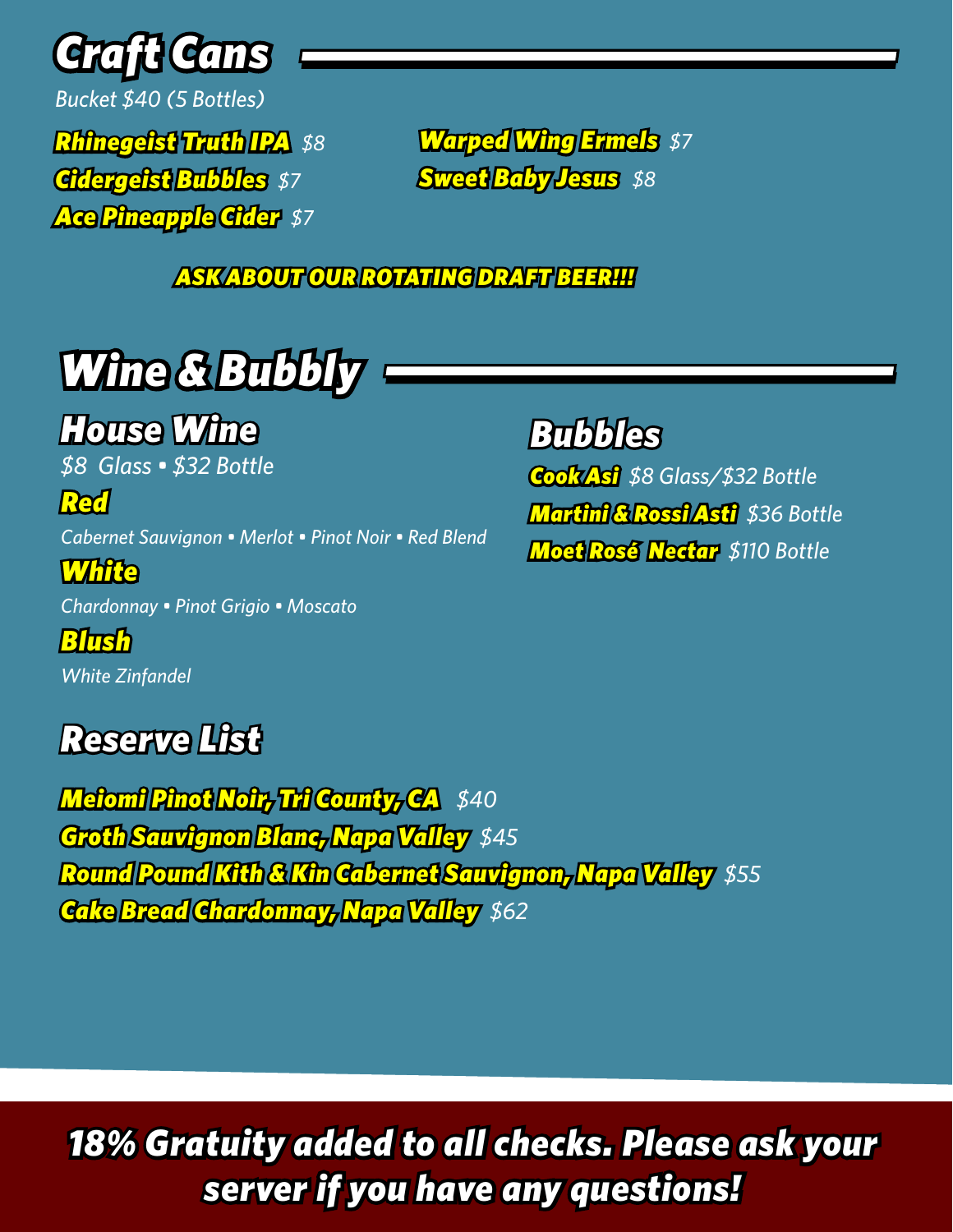## Craft Cans

*Bucket $40 (5 Bottles)*

**Rhinegeist Truth IPA** *$8*
**Cidergeist Bubbles** *$7*
**Ace Pineapple Cider** *$7*
**Warped Wing Ermels** *$7*
**Sweet Baby Jesus** *$8*

**ASK ABOUT OUR ROTATING DRAFT BEER!!!**

## Wine & Bubbly

### House Wine

*$8 Glass • $32 Bottle*

**Red**

*Cabernet Sauvignon • Merlot • Pinot Noir • Red Blend*

**White**

*Chardonnay • Pinot Grigio • Moscato*

**Blush**

*White Zinfandel*

### Bubbles

**Cook Asi** *$8 Glass/$32 Bottle*
**Martini & Rossi Asti** *$36 Bottle*
**Moet Rosé Nectar** *$110 Bottle*

### Reserve List

**Meiomi Pinot Noir, Tri County, CA** *$40*
**Groth Sauvignon Blanc, Napa Valley** *$45*
**Round Pound Kith & Kin Cabernet Sauvignon, Napa Valley** *$55*
**Cake Bread Chardonnay, Napa Valley** *$62*

***18% Gratuity added to all checks. Please ask your server if you have any questions!***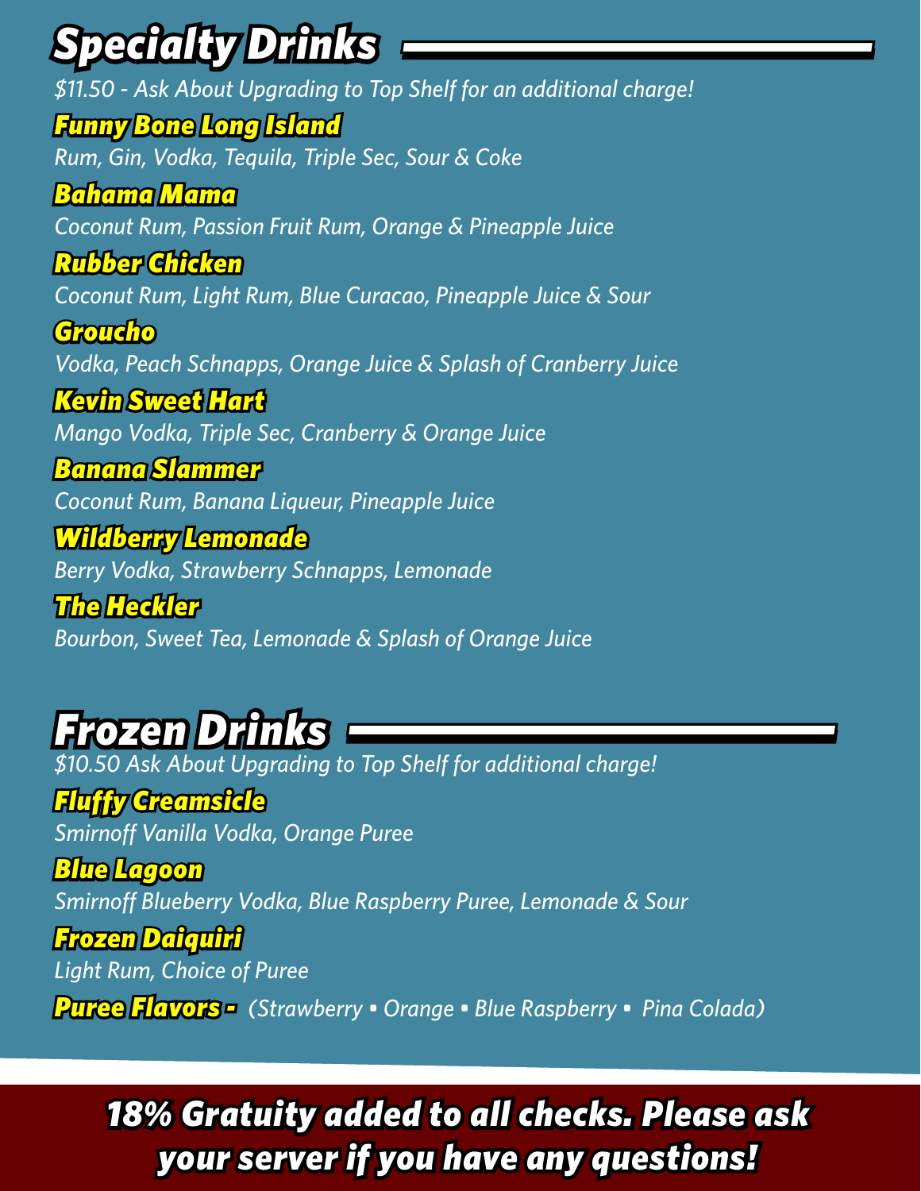## Specialty Drinks

*$11.50 - Ask About Upgrading to Top Shelf for an additional charge!*

**Funny Bone Long Island**
*Rum, Gin, Vodka, Tequila, Triple Sec, Sour & Coke*

**Bahama Mama**
*Coconut Rum, Passion Fruit Rum, Orange & Pineapple Juice*

**Rubber Chicken**
*Coconut Rum, Light Rum, Blue Curacao, Pineapple Juice & Sour*

**Groucho**
*Vodka, Peach Schnapps, Orange Juice & Splash of Cranberry Juice*

**Kevin Sweet Hart**
*Mango Vodka, Triple Sec, Cranberry & Orange Juice*

**Banana Slammer**
*Coconut Rum, Banana Liqueur, Pineapple Juice*

**Wildberry Lemonade**
*Berry Vodka, Strawberry Schnapps, Lemonade*

**The Heckler**
*Bourbon, Sweet Tea, Lemonade & Splash of Orange Juice*

## Frozen Drinks

*$10.50 Ask About Upgrading to Top Shelf for additional charge!*

**Fluffy Creamsicle**
*Smirnoff Vanilla Vodka, Orange Puree*

**Blue Lagoon**
*Smirnoff Blueberry Vodka, Blue Raspberry Puree, Lemonade & Sour*

**Frozen Daiquiri**
*Light Rum, Choice of Puree*

**Puree Flavors -** *(Strawberry • Orange • Blue Raspberry • Pina Colada)*

**18% Gratuity added to all checks. Please ask your server if you have any questions!**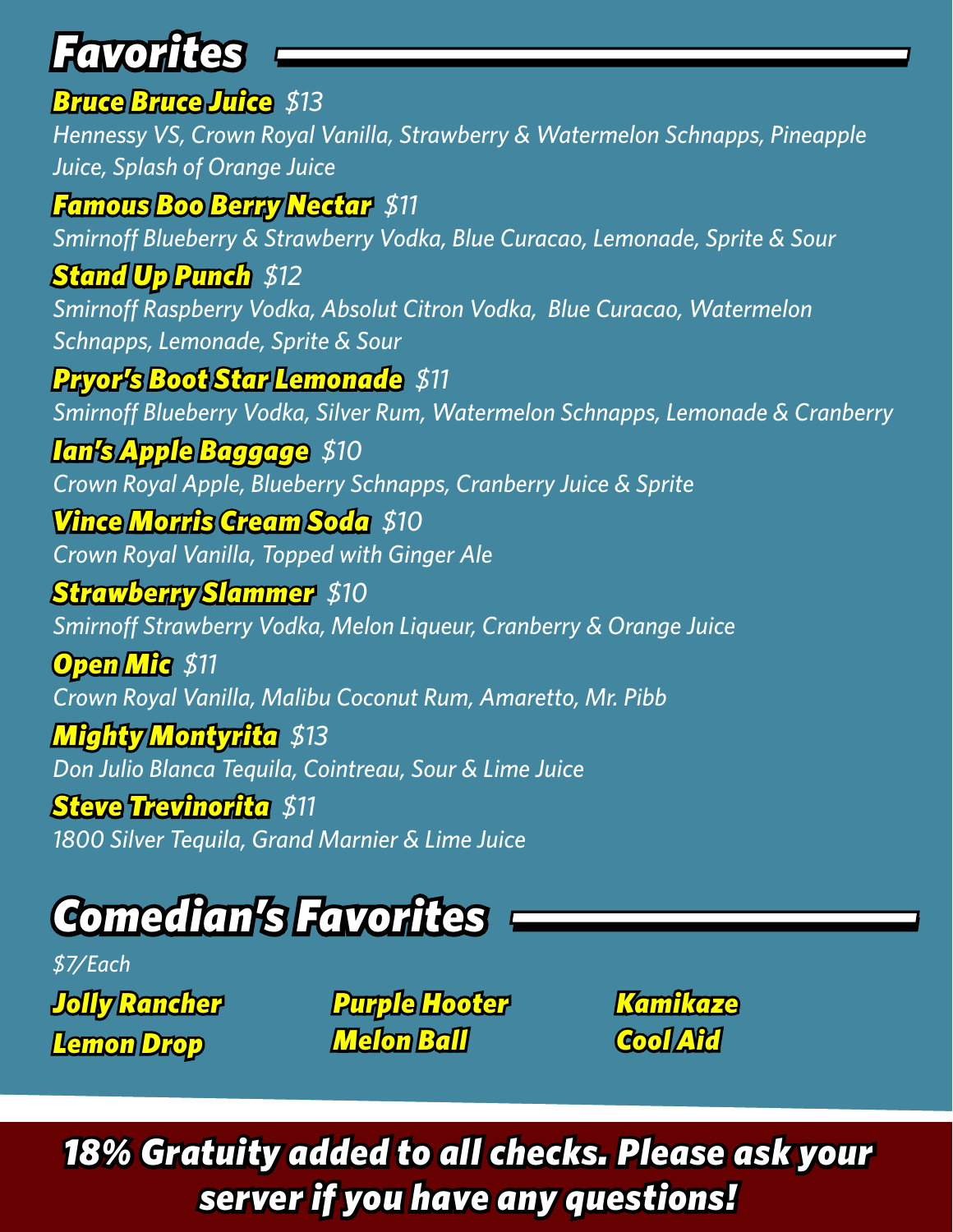## Favorites

***Bruce Bruce Juice*** *$13*
*Hennessy VS, Crown Royal Vanilla, Strawberry & Watermelon Schnapps, Pineapple Juice, Splash of Orange Juice*

***Famous Boo Berry Nectar*** *$11*
*Smirnoff Blueberry & Strawberry Vodka, Blue Curacao, Lemonade, Sprite & Sour*

***Stand Up Punch*** *$12*
*Smirnoff Raspberry Vodka, Absolut Citron Vodka, Blue Curacao, Watermelon Schnapps, Lemonade, Sprite & Sour*

***Pryor's Boot Star Lemonade*** *$11*
*Smirnoff Blueberry Vodka, Silver Rum, Watermelon Schnapps, Lemonade & Cranberry*

***Ian's Apple Baggage*** *$10*
*Crown Royal Apple, Blueberry Schnapps, Cranberry Juice & Sprite*

***Vince Morris Cream Soda*** *$10*
*Crown Royal Vanilla, Topped with Ginger Ale*

***Strawberry Slammer*** *$10*
*Smirnoff Strawberry Vodka, Melon Liqueur, Cranberry & Orange Juice*

***Open Mic*** *$11*
*Crown Royal Vanilla, Malibu Coconut Rum, Amaretto, Mr. Pibb*

***Mighty Montyrita*** *$13*
*Don Julio Blanca Tequila, Cointreau, Sour & Lime Juice*

***Steve Trevinorita*** *$11*
*1800 Silver Tequila, Grand Marnier & Lime Juice*

## Comedian's Favorites

*$7/Each*

***Jolly Rancher***
***Lemon Drop***
***Purple Hooter***
***Melon Ball***
***Kamikaze***
***Cool Aid***

**18% Gratuity added to all checks. Please ask your server if you have any questions!**